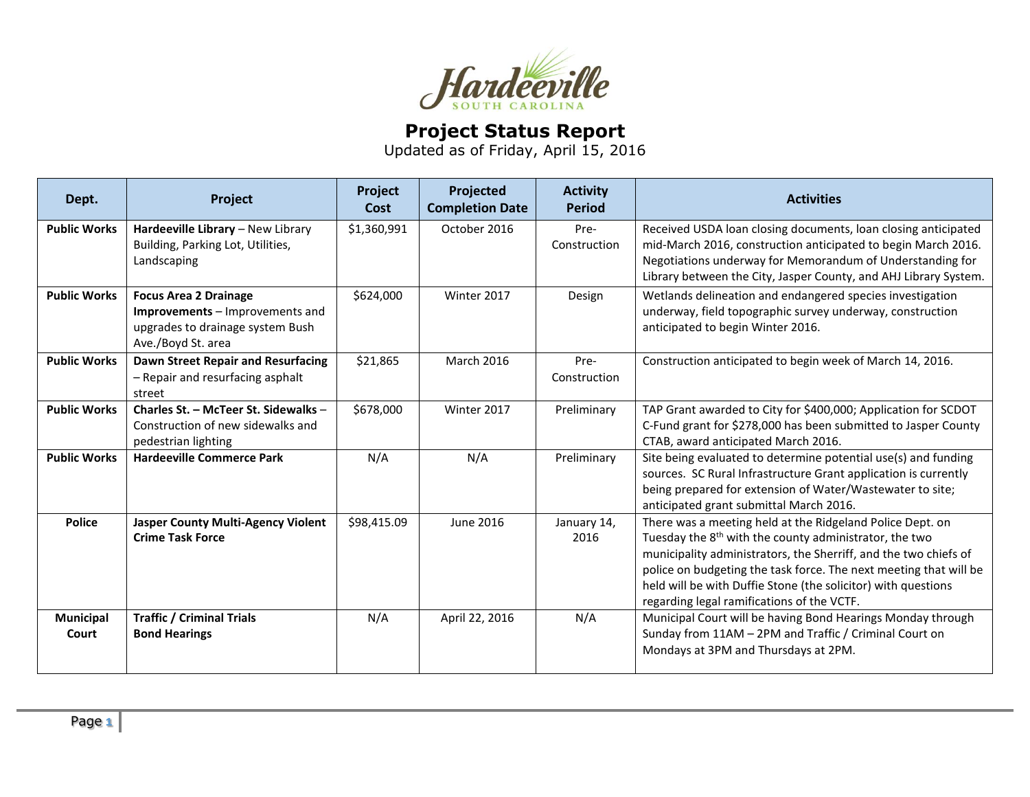Hardeeville
SOUTH CAROLINA

# Project Status Report

Updated as of Friday, April 15, 2016

| Dept. | Project | Project Cost | Projected Completion Date | Activity Period | Activities |
|---|---|---|---|---|---|
| **Public Works** | **Hardeeville Library** – New Library Building, Parking Lot, Utilities, Landscaping | $1,360,991 | October 2016 | Pre-Construction | Received USDA loan closing documents, loan closing anticipated mid-March 2016, construction anticipated to begin March 2016. Negotiations underway for Memorandum of Understanding for Library between the City, Jasper County, and AHJ Library System. |
| **Public Works** | **Focus Area 2 Drainage Improvements** – Improvements and upgrades to drainage system Bush Ave./Boyd St. area | $624,000 | Winter 2017 | Design | Wetlands delineation and endangered species investigation underway, field topographic survey underway, construction anticipated to begin Winter 2016. |
| **Public Works** | **Dawn Street Repair and Resurfacing** – Repair and resurfacing asphalt street | $21,865 | March 2016 | Pre-Construction | Construction anticipated to begin week of March 14, 2016. |
| **Public Works** | **Charles St. – McTeer St. Sidewalks** – Construction of new sidewalks and pedestrian lighting | $678,000 | Winter 2017 | Preliminary | TAP Grant awarded to City for $400,000; Application for SCDOT C-Fund grant for $278,000 has been submitted to Jasper County CTAB, award anticipated March 2016. |
| **Public Works** | **Hardeeville Commerce Park** | N/A | N/A | Preliminary | Site being evaluated to determine potential use(s) and funding sources. SC Rural Infrastructure Grant application is currently being prepared for extension of Water/Wastewater to site; anticipated grant submittal March 2016. |
| **Police** | **Jasper County Multi-Agency Violent Crime Task Force** | $98,415.09 | June 2016 | January 14, 2016 | There was a meeting held at the Ridgeland Police Dept. on Tuesday the 8th with the county administrator, the two municipality administrators, the Sherriff, and the two chiefs of police on budgeting the task force. The next meeting that will be held will be with Duffie Stone (the solicitor) with questions regarding legal ramifications of the VCTF. |
| **Municipal Court** | **Traffic / Criminal Trials Bond Hearings** | N/A | April 22, 2016 | N/A | Municipal Court will be having Bond Hearings Monday through Sunday from 11AM – 2PM and Traffic / Criminal Court on Mondays at 3PM and Thursdays at 2PM. |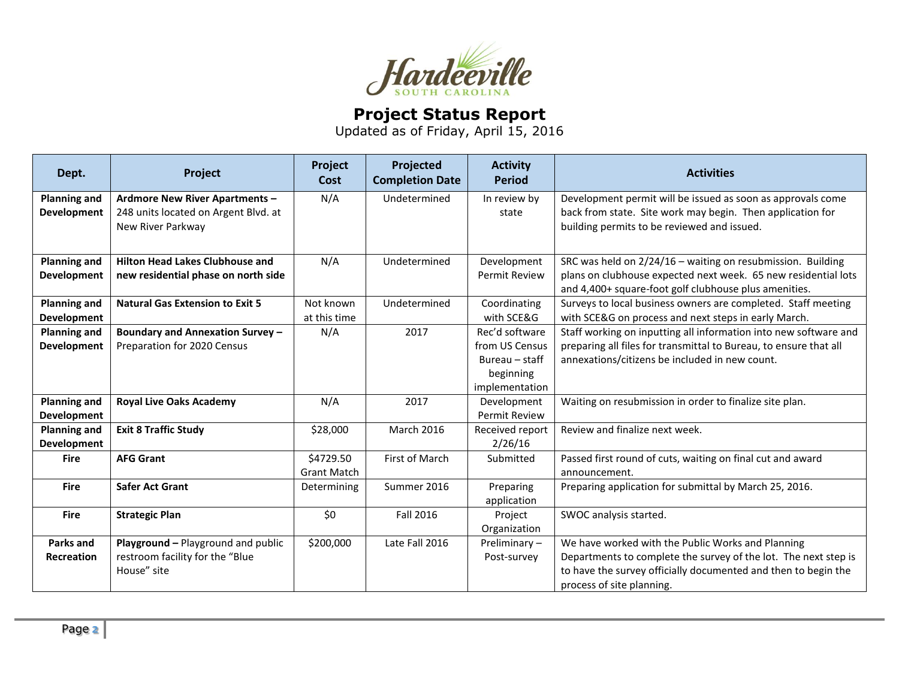Hardeeville
SOUTH CAROLINA

# Project Status Report

Updated as of Friday, April 15, 2016

| Dept. | Project | Project Cost | Projected Completion Date | Activity Period | Activities |
|---|---|---|---|---|---|
| **Planning and Development** | **Ardmore New River Apartments –** 248 units located on Argent Blvd. at New River Parkway | N/A | Undetermined | In review by state | Development permit will be issued as soon as approvals come back from state. Site work may begin. Then application for building permits to be reviewed and issued. |
| **Planning and Development** | **Hilton Head Lakes Clubhouse and new residential phase on north side** | N/A | Undetermined | Development Permit Review | SRC was held on 2/24/16 – waiting on resubmission. Building plans on clubhouse expected next week. 65 new residential lots and 4,400+ square-foot golf clubhouse plus amenities. |
| **Planning and Development** | **Natural Gas Extension to Exit 5** | Not known at this time | Undetermined | Coordinating with SCE&G | Surveys to local business owners are completed. Staff meeting with SCE&G on process and next steps in early March. |
| **Planning and Development** | **Boundary and Annexation Survey –** Preparation for 2020 Census | N/A | 2017 | Rec'd software from US Census Bureau – staff beginning implementation | Staff working on inputting all information into new software and preparing all files for transmittal to Bureau, to ensure that all annexations/citizens be included in new count. |
| **Planning and Development** | **Royal Live Oaks Academy** | N/A | 2017 | Development Permit Review | Waiting on resubmission in order to finalize site plan. |
| **Planning and Development** | **Exit 8 Traffic Study** | $28,000 | March 2016 | Received report 2/26/16 | Review and finalize next week. |
| **Fire** | **AFG Grant** | $4729.50 Grant Match | First of March | Submitted | Passed first round of cuts, waiting on final cut and award announcement. |
| **Fire** | **Safer Act Grant** | Determining | Summer 2016 | Preparing application | Preparing application for submittal by March 25, 2016. |
| **Fire** | **Strategic Plan** | $0 | Fall 2016 | Project Organization | SWOC analysis started. |
| **Parks and Recreation** | **Playground –** Playground and public restroom facility for the "Blue House" site | $200,000 | Late Fall 2016 | Preliminary – Post-survey | We have worked with the Public Works and Planning Departments to complete the survey of the lot. The next step is to have the survey officially documented and then to begin the process of site planning. |